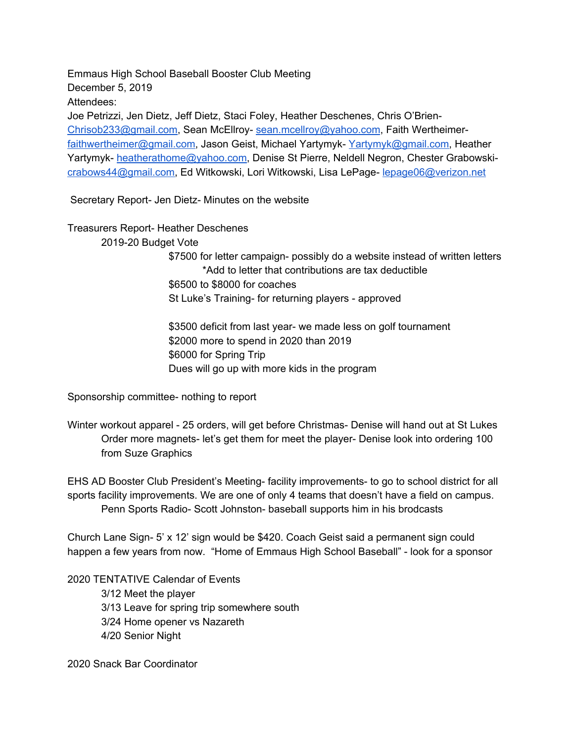Emmaus High School Baseball Booster Club Meeting
December 5, 2019
Attendees:
Joe Petrizzi, Jen Dietz, Jeff Dietz, Staci Foley, Heather Deschenes, Chris O'Brien- Chrisob233@gmail.com, Sean McEllroy- sean.mcellroy@yahoo.com, Faith Wertheimer- faithwertheimer@gmail.com, Jason Geist, Michael Yartymyk- Yartymyk@gmail.com, Heather Yartymyk- heatherathome@yahoo.com, Denise St Pierre, Neldell Negron, Chester Grabowski- crabows44@gmail.com, Ed Witkowski, Lori Witkowski, Lisa LePage- lepage06@verizon.net

Secretary Report- Jen Dietz- Minutes on the website

Treasurers Report- Heather Deschenes
- 2019-20 Budget Vote
  - $7500 for letter campaign- possibly do a website instead of written letters
    - *Add to letter that contributions are tax deductible
  - $6500 to $8000 for coaches
  - St Luke's Training- for returning players - approved
  - $3500 deficit from last year- we made less on golf tournament
  - $2000 more to spend in 2020 than 2019
  - $6000 for Spring Trip
  - Dues will go up with more kids in the program

Sponsorship committee- nothing to report

Winter workout apparel - 25 orders, will get before Christmas- Denise will hand out at St Lukes
- Order more magnets- let's get them for meet the player- Denise look into ordering 100 from Suze Graphics

EHS AD Booster Club President's Meeting- facility improvements- to go to school district for all sports facility improvements. We are one of only 4 teams that doesn't have a field on campus.
- Penn Sports Radio- Scott Johnston- baseball supports him in his brodcasts

Church Lane Sign- 5' x 12' sign would be $420. Coach Geist said a permanent sign could happen a few years from now. "Home of Emmaus High School Baseball" - look for a sponsor

2020 TENTATIVE Calendar of Events
- 3/12 Meet the player
- 3/13 Leave for spring trip somewhere south
- 3/24 Home opener vs Nazareth
- 4/20 Senior Night

2020 Snack Bar Coordinator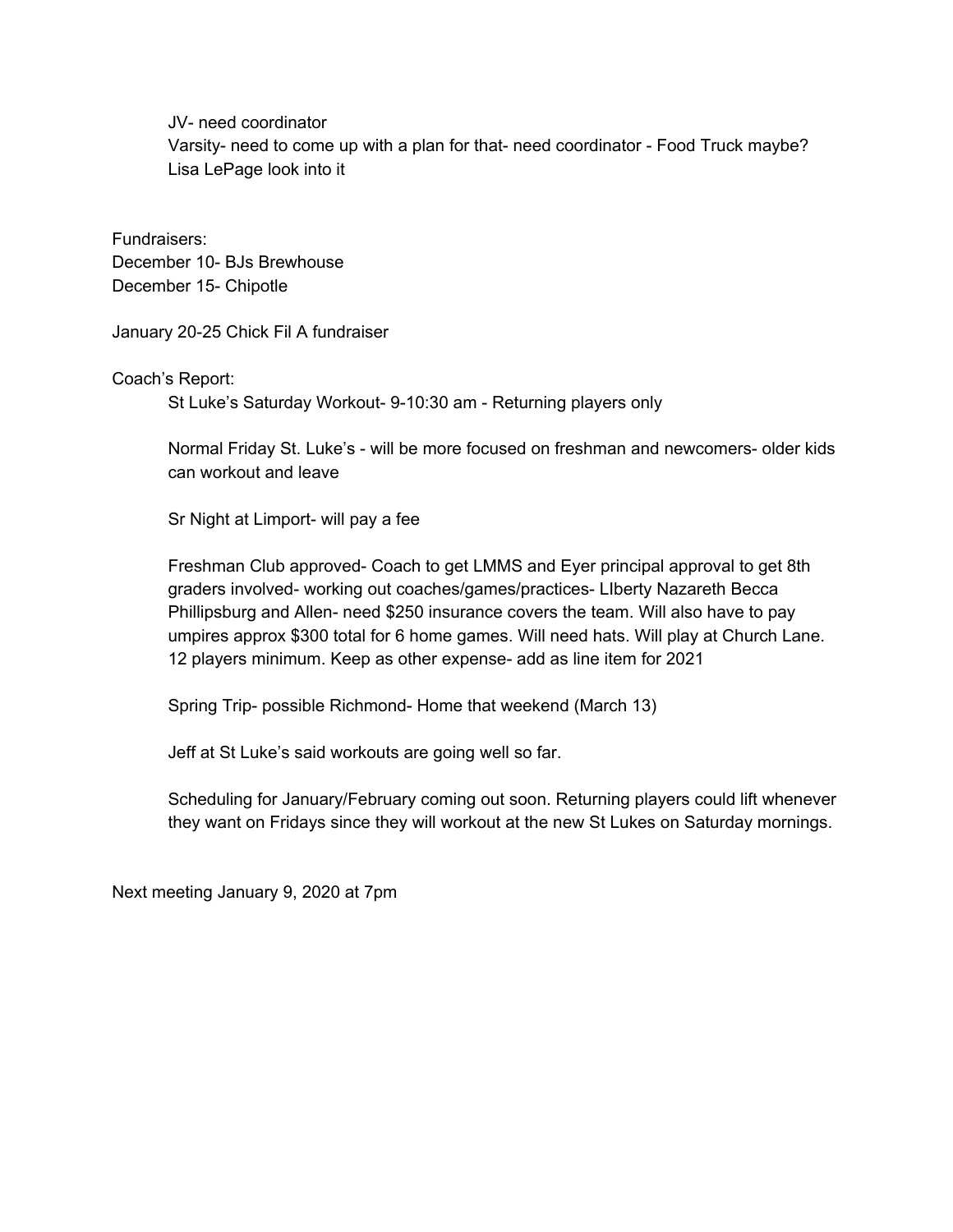JV- need coordinator
Varsity- need to come up with a plan for that- need coordinator - Food Truck maybe? Lisa LePage look into it

Fundraisers:
December 10- BJs Brewhouse
December 15- Chipotle

January 20-25 Chick Fil A fundraiser

Coach's Report:

St Luke's Saturday Workout- 9-10:30 am - Returning players only

Normal Friday St. Luke's - will be more focused on freshman and newcomers- older kids can workout and leave

Sr Night at Limport- will pay a fee

Freshman Club approved- Coach to get LMMS and Eyer principal approval to get 8th graders involved- working out coaches/games/practices- LIberty Nazareth Becca Phillipsburg and Allen- need $250 insurance covers the team. Will also have to pay umpires approx $300 total for 6 home games. Will need hats. Will play at Church Lane. 12 players minimum. Keep as other expense- add as line item for 2021

Spring Trip- possible Richmond- Home that weekend (March 13)

Jeff at St Luke's said workouts are going well so far.

Scheduling for January/February coming out soon. Returning players could lift whenever they want on Fridays since they will workout at the new St Lukes on Saturday mornings.

Next meeting January 9, 2020 at 7pm